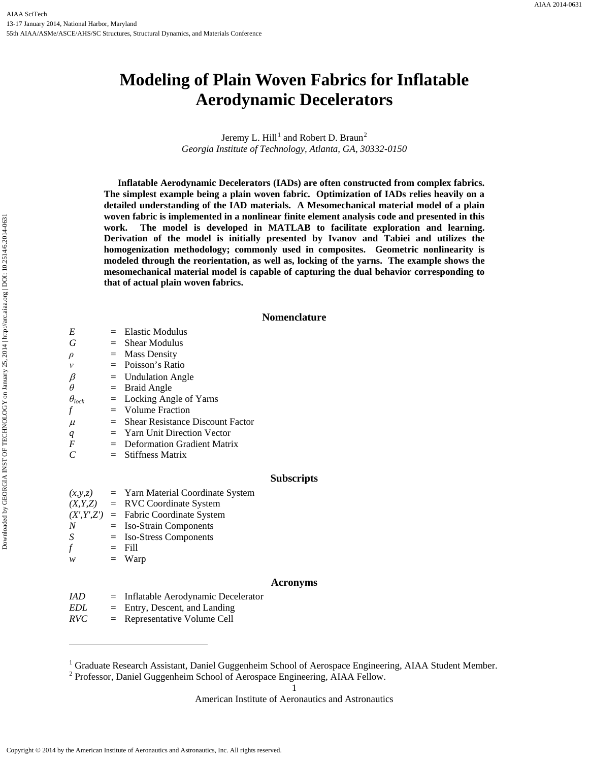# Modeling of Plain Woven Fabrics for Inflatable Aerodynamic Decelerators

Jeremy L. Hill[1] and Robert D. Braun[2]
*Georgia Institute of Technology, Atlanta, GA, 30332-0150*

**Inflatable Aerodynamic Decelerators (IADs) are often constructed from complex fabrics. The simplest example being a plain woven fabric. Optimization of IADs relies heavily on a detailed understanding of the IAD materials. A Mesomechanical material model of a plain woven fabric is implemented in a nonlinear finite element analysis code and presented in this work. The model is developed in MATLAB to facilitate exploration and learning. Derivation of the model is initially presented by Ivanov and Tabiei and utilizes the homogenization methodology; commonly used in composites. Geometric nonlinearity is modeled through the reorientation, as well as, locking of the yarns. The example shows the mesomechanical material model is capable of capturing the dual behavior corresponding to that of actual plain woven fabrics.**

## Nomenclature

| | | |
|---|---|---|
| $E$ | = | Elastic Modulus |
| $G$ | = | Shear Modulus |
| $\rho$ | = | Mass Density |
| $v$ | = | Poisson's Ratio |
| $\beta$ | = | Undulation Angle |
| $\theta$ | = | Braid Angle |
| $\theta_{lock}$ | = | Locking Angle of Yarns |
| $f$ | = | Volume Fraction |
| $\mu$ | = | Shear Resistance Discount Factor |
| $q$ | = | Yarn Unit Direction Vector |
| $F$ | = | Deformation Gradient Matrix |
| $C$ | = | Stiffness Matrix |

### Subscripts

| | | |
|---|---|---|
| $(x,y,z)$ | = | Yarn Material Coordinate System |
| $(X,Y,Z)$ | = | RVC Coordinate System |
| $(X',Y',Z')$ | = | Fabric Coordinate System |
| $N$ | = | Iso-Strain Components |
| $S$ | = | Iso-Stress Components |
| $f$ | = | Fill |
| $w$ | = | Warp |

### Acronyms

| | | |
|---|---|---|
| $IAD$ | = | Inflatable Aerodynamic Decelerator |
| $EDL$ | = | Entry, Descent, and Landing |
| $RVC$ | = | Representative Volume Cell |

---

[1] Graduate Research Assistant, Daniel Guggenheim School of Aerospace Engineering, AIAA Student Member.
[2] Professor, Daniel Guggenheim School of Aerospace Engineering, AIAA Fellow.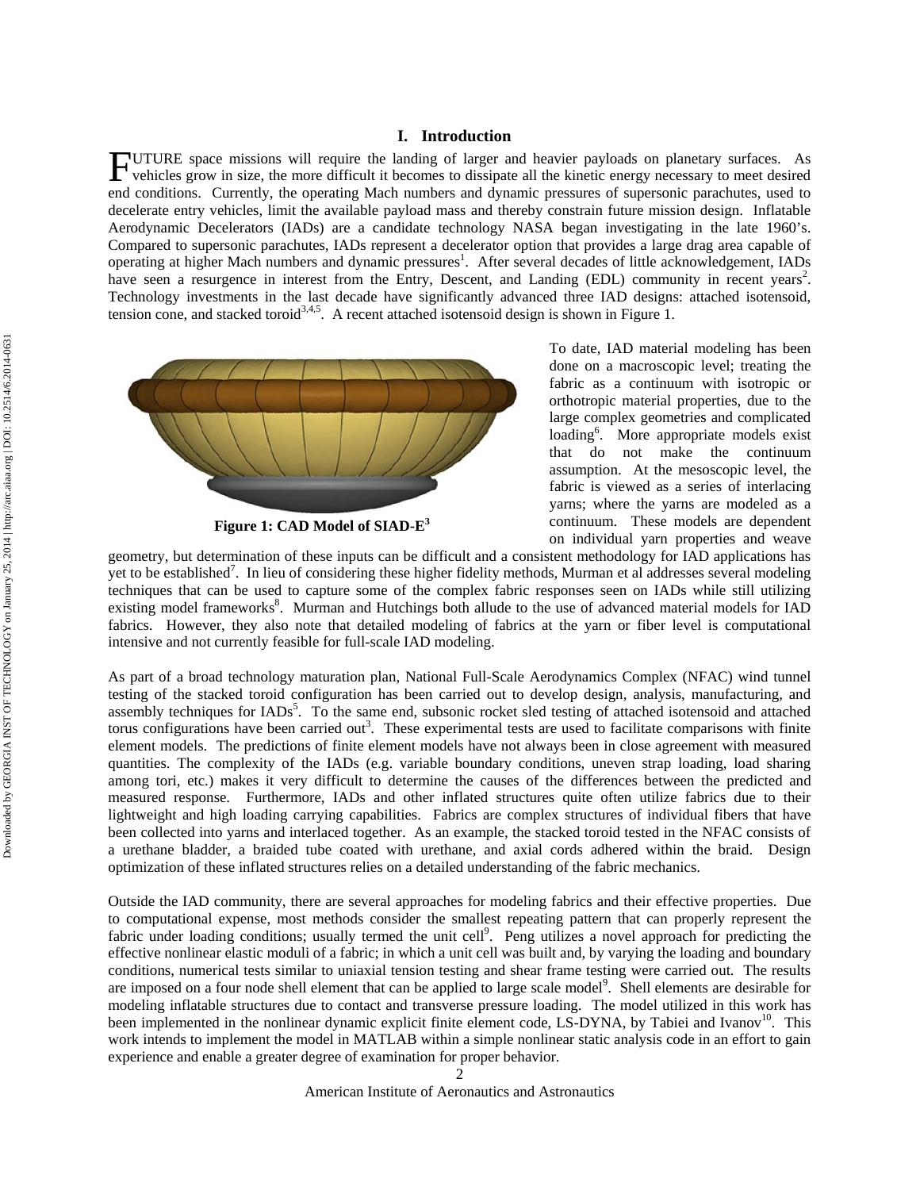## I. Introduction

FUTURE space missions will require the landing of larger and heavier payloads on planetary surfaces. As vehicles grow in size, the more difficult it becomes to dissipate all the kinetic energy necessary to meet desired end conditions. Currently, the operating Mach numbers and dynamic pressures of supersonic parachutes, used to decelerate entry vehicles, limit the available payload mass and thereby constrain future mission design. Inflatable Aerodynamic Decelerators (IADs) are a candidate technology NASA began investigating in the late 1960's. Compared to supersonic parachutes, IADs represent a decelerator option that provides a large drag area capable of operating at higher Mach numbers and dynamic pressures[1]. After several decades of little acknowledgement, IADs have seen a resurgence in interest from the Entry, Descent, and Landing (EDL) community in recent years[2]. Technology investments in the last decade have significantly advanced three IAD designs: attached isotensoid, tension cone, and stacked toroid[3,4,5]. A recent attached isotensoid design is shown in Figure 1.

**Figure 1: CAD Model of SIAD-E[3]**

To date, IAD material modeling has been done on a macroscopic level; treating the fabric as a continuum with isotropic or orthotropic material properties, due to the large complex geometries and complicated loading[6]. More appropriate models exist that do not make the continuum assumption. At the mesoscopic level, the fabric is viewed as a series of interlacing yarns; where the yarns are modeled as a continuum. These models are dependent on individual yarn properties and weave geometry, but determination of these inputs can be difficult and a consistent methodology for IAD applications has yet to be established[7]. In lieu of considering these higher fidelity methods, Murman et al addresses several modeling techniques that can be used to capture some of the complex fabric responses seen on IADs while still utilizing existing model frameworks[8]. Murman and Hutchings both allude to the use of advanced material models for IAD fabrics. However, they also note that detailed modeling of fabrics at the yarn or fiber level is computational intensive and not currently feasible for full-scale IAD modeling.

As part of a broad technology maturation plan, National Full-Scale Aerodynamics Complex (NFAC) wind tunnel testing of the stacked toroid configuration has been carried out to develop design, analysis, manufacturing, and assembly techniques for IADs[5]. To the same end, subsonic rocket sled testing of attached isotensoid and attached torus configurations have been carried out[3]. These experimental tests are used to facilitate comparisons with finite element models. The predictions of finite element models have not always been in close agreement with measured quantities. The complexity of the IADs (e.g. variable boundary conditions, uneven strap loading, load sharing among tori, etc.) makes it very difficult to determine the causes of the differences between the predicted and measured response. Furthermore, IADs and other inflated structures quite often utilize fabrics due to their lightweight and high loading carrying capabilities. Fabrics are complex structures of individual fibers that have been collected into yarns and interlaced together. As an example, the stacked toroid tested in the NFAC consists of a urethane bladder, a braided tube coated with urethane, and axial cords adhered within the braid. Design optimization of these inflated structures relies on a detailed understanding of the fabric mechanics.

Outside the IAD community, there are several approaches for modeling fabrics and their effective properties. Due to computational expense, most methods consider the smallest repeating pattern that can properly represent the fabric under loading conditions; usually termed the unit cell[9]. Peng utilizes a novel approach for predicting the effective nonlinear elastic moduli of a fabric; in which a unit cell was built and, by varying the loading and boundary conditions, numerical tests similar to uniaxial tension testing and shear frame testing were carried out. The results are imposed on a four node shell element that can be applied to large scale model[9]. Shell elements are desirable for modeling inflatable structures due to contact and transverse pressure loading. The model utilized in this work has been implemented in the nonlinear dynamic explicit finite element code, LS-DYNA, by Tabiei and Ivanov[10]. This work intends to implement the model in MATLAB within a simple nonlinear static analysis code in an effort to gain experience and enable a greater degree of examination for proper behavior.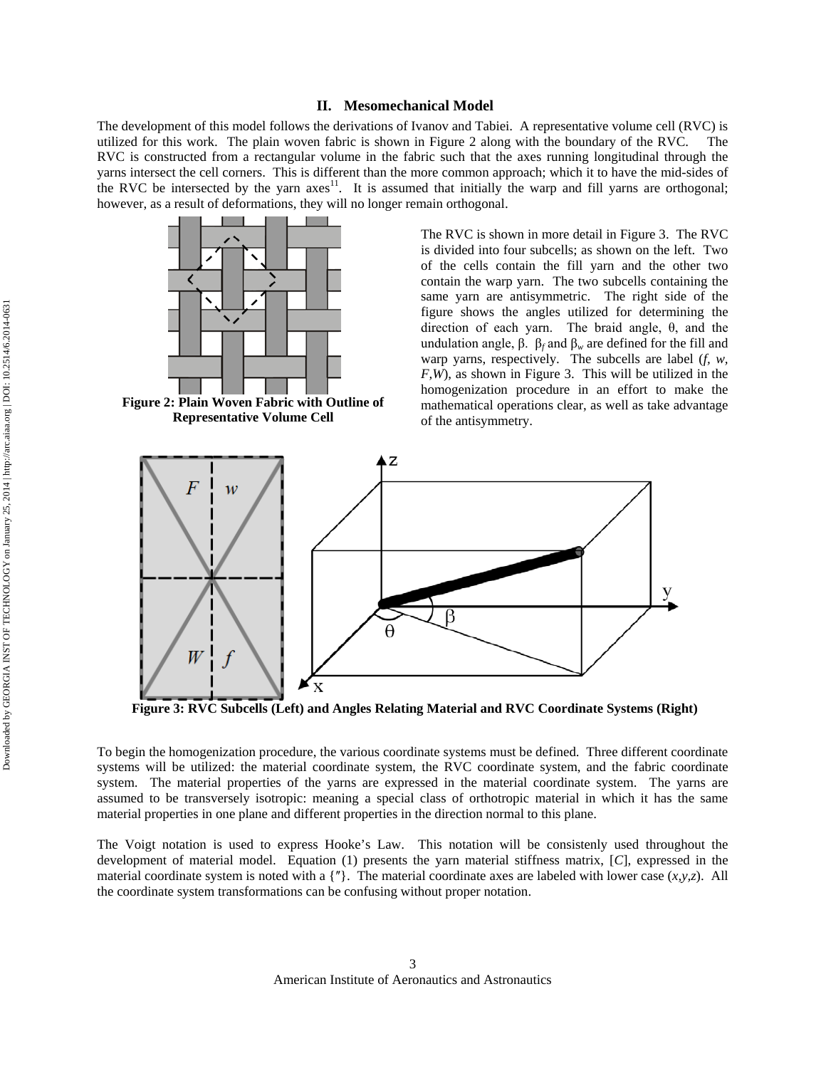## II. Mesomechanical Model

The development of this model follows the derivations of Ivanov and Tabiei. A representative volume cell (RVC) is utilized for this work. The plain woven fabric is shown in Figure 2 along with the boundary of the RVC. The RVC is constructed from a rectangular volume in the fabric such that the axes running longitudinal through the yarns intersect the cell corners. This is different than the more common approach; which it to have the mid-sides of the RVC be intersected by the yarn axes[11]. It is assumed that initially the warp and fill yarns are orthogonal; however, as a result of deformations, they will no longer remain orthogonal.

**Figure 2: Plain Woven Fabric with Outline of Representative Volume Cell**

The RVC is shown in more detail in Figure 3. The RVC is divided into four subcells; as shown on the left. Two of the cells contain the fill yarn and the other two contain the warp yarn. The two subcells containing the same yarn are antisymmetric. The right side of the figure shows the angles utilized for determining the direction of each yarn. The braid angle, $\theta$, and the undulation angle, $\beta$. $\beta_f$ and $\beta_w$ are defined for the fill and warp yarns, respectively. The subcells are label ($f$, $w$, $F$, $W$), as shown in Figure 3. This will be utilized in the homogenization procedure in an effort to make the mathematical operations clear, as well as take advantage of the antisymmetry.

**Figure 3: RVC Subcells (Left) and Angles Relating Material and RVC Coordinate Systems (Right)**

To begin the homogenization procedure, the various coordinate systems must be defined. Three different coordinate systems will be utilized: the material coordinate system, the RVC coordinate system, and the fabric coordinate system. The material properties of the yarns are expressed in the material coordinate system. The yarns are assumed to be transversely isotropic: meaning a special class of orthotropic material in which it has the same material properties in one plane and different properties in the direction normal to this plane.

The Voigt notation is used to express Hooke's Law. This notation will be consistenly used throughout the development of material model. Equation (1) presents the yarn material stiffness matrix, $[C]$, expressed in the material coordinate system is noted with a $\{''\}$. The material coordinate axes are labeled with lower case ($x$,$y$,$z$). All the coordinate system transformations can be confusing without proper notation.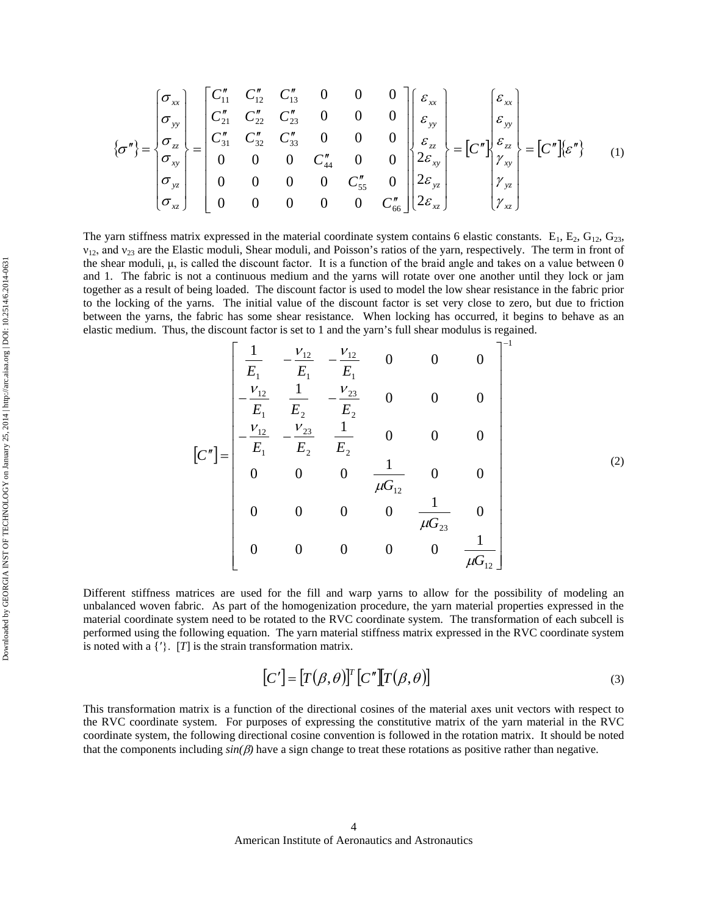$$
\{\sigma''\} = \begin{Bmatrix} \sigma_{xx} \\ \sigma_{yy} \\ \sigma_{zz} \\ \sigma_{xy} \\ \sigma_{yz} \\ \sigma_{xz} \end{Bmatrix} = \begin{bmatrix} C''_{11} & C''_{12} & C''_{13} & 0 & 0 & 0 \\ C''_{21} & C''_{22} & C''_{23} & 0 & 0 & 0 \\ C''_{31} & C''_{32} & C''_{33} & 0 & 0 & 0 \\ 0 & 0 & 0 & C''_{44} & 0 & 0 \\ 0 & 0 & 0 & 0 & C''_{55} & 0 \\ 0 & 0 & 0 & 0 & 0 & C''_{66} \end{bmatrix} \begin{Bmatrix} \varepsilon_{xx} \\ \varepsilon_{yy} \\ \varepsilon_{zz} \\ 2\varepsilon_{xy} \\ 2\varepsilon_{yz} \\ 2\varepsilon_{xz} \end{Bmatrix} = [C''] \begin{Bmatrix} \varepsilon_{xx} \\ \varepsilon_{yy} \\ \varepsilon_{zz} \\ \gamma_{xy} \\ \gamma_{yz} \\ \gamma_{xz} \end{Bmatrix} = [C'']\{\varepsilon''\} \tag{1}
$$

The yarn stiffness matrix expressed in the material coordinate system contains 6 elastic constants. $E_1$, $E_2$, $G_{12}$, $G_{23}$, $\nu_{12}$, and $\nu_{23}$ are the Elastic moduli, Shear moduli, and Poisson's ratios of the yarn, respectively. The term in front of the shear moduli, $\mu$, is called the discount factor. It is a function of the braid angle and takes on a value between 0 and 1. The fabric is not a continuous medium and the yarns will rotate over one another until they lock or jam together as a result of being loaded. The discount factor is used to model the low shear resistance in the fabric prior to the locking of the yarns. The initial value of the discount factor is set very close to zero, but due to friction between the yarns, the fabric has some shear resistance. When locking has occurred, it begins to behave as an elastic medium. Thus, the discount factor is set to 1 and the yarn's full shear modulus is regained.

$$
[C''] = \begin{bmatrix} \dfrac{1}{E_1} & -\dfrac{\nu_{12}}{E_1} & -\dfrac{\nu_{12}}{E_1} & 0 & 0 & 0 \\ -\dfrac{\nu_{12}}{E_1} & \dfrac{1}{E_2} & -\dfrac{\nu_{23}}{E_2} & 0 & 0 & 0 \\ -\dfrac{\nu_{12}}{E_1} & -\dfrac{\nu_{23}}{E_2} & \dfrac{1}{E_2} & 0 & 0 & 0 \\ 0 & 0 & 0 & \dfrac{1}{\mu G_{12}} & 0 & 0 \\ 0 & 0 & 0 & 0 & \dfrac{1}{\mu G_{23}} & 0 \\ 0 & 0 & 0 & 0 & 0 & \dfrac{1}{\mu G_{12}} \end{bmatrix}^{-1} \tag{2}
$$

Different stiffness matrices are used for the fill and warp yarns to allow for the possibility of modeling an unbalanced woven fabric. As part of the homogenization procedure, the yarn material properties expressed in the material coordinate system need to be rotated to the RVC coordinate system. The transformation of each subcell is performed using the following equation. The yarn material stiffness matrix expressed in the RVC coordinate system is noted with a {'}. [T] is the strain transformation matrix.

$$
[C'] = [T(\beta,\theta)]^T [C''] [T(\beta,\theta)] \tag{3}
$$

This transformation matrix is a function of the directional cosines of the material axes unit vectors with respect to the RVC coordinate system. For purposes of expressing the constitutive matrix of the yarn material in the RVC coordinate system, the following directional cosine convention is followed in the rotation matrix. It should be noted that the components including *sin(β)* have a sign change to treat these rotations as positive rather than negative.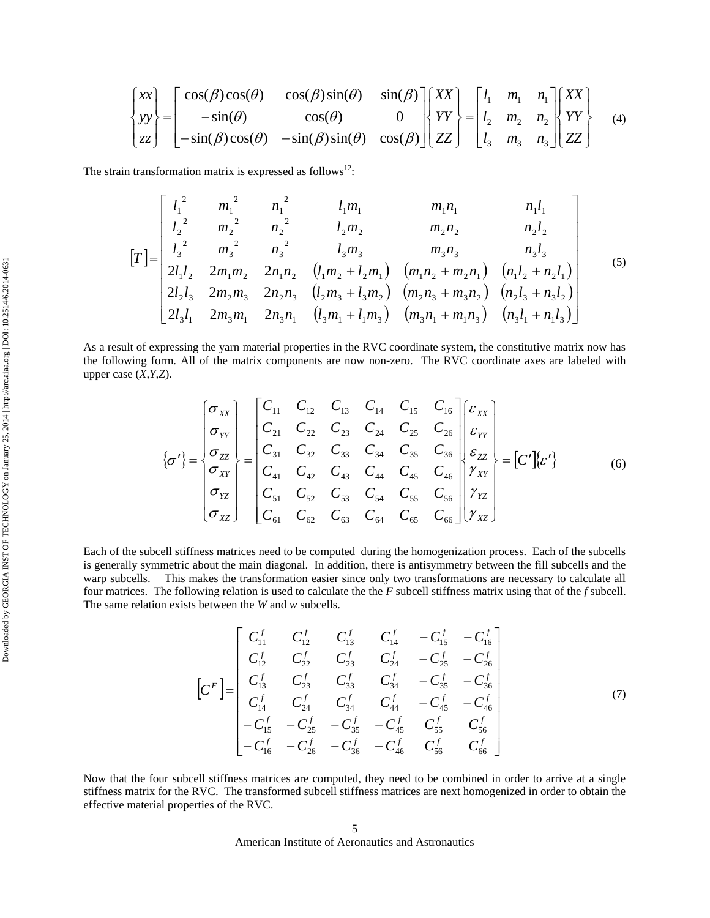$$
\begin{Bmatrix} xx \\ yy \\ zz \end{Bmatrix} = \begin{bmatrix} \cos(\beta)\cos(\theta) & \cos(\beta)\sin(\theta) & \sin(\beta) \\ -\sin(\theta) & \cos(\theta) & 0 \\ -\sin(\beta)\cos(\theta) & -\sin(\beta)\sin(\theta) & \cos(\beta) \end{bmatrix} \begin{Bmatrix} XX \\ YY \\ ZZ \end{Bmatrix} = \begin{bmatrix} l_1 & m_1 & n_1 \\ l_2 & m_2 & n_2 \\ l_3 & m_3 & n_3 \end{bmatrix} \begin{Bmatrix} XX \\ YY \\ ZZ \end{Bmatrix} \tag{4}
$$

The strain transformation matrix is expressed as follows[12]:

$$
[T] = \begin{bmatrix} {l_1}^2 & {m_1}^2 & {n_1}^2 & l_1 m_1 & m_1 n_1 & n_1 l_1 \\ {l_2}^2 & {m_2}^2 & {n_2}^2 & l_2 m_2 & m_2 n_2 & n_2 l_2 \\ {l_3}^2 & {m_3}^2 & {n_3}^2 & l_3 m_3 & m_3 n_3 & n_3 l_3 \\ 2 l_1 l_2 & 2 m_1 m_2 & 2 n_1 n_2 & (l_1 m_2 + l_2 m_1) & (m_1 n_2 + m_2 n_1) & (n_1 l_2 + n_2 l_1) \\ 2 l_2 l_3 & 2 m_2 m_3 & 2 n_2 n_3 & (l_2 m_3 + l_3 m_2) & (m_2 n_3 + m_3 n_2) & (n_2 l_3 + n_3 l_2) \\ 2 l_3 l_1 & 2 m_3 m_1 & 2 n_3 n_1 & (l_3 m_1 + l_1 m_3) & (m_3 n_1 + m_1 n_3) & (n_3 l_1 + n_1 l_3) \end{bmatrix} \tag{5}
$$

As a result of expressing the yarn material properties in the RVC coordinate system, the constitutive matrix now has the following form. All of the matrix components are now non-zero. The RVC coordinate axes are labeled with upper case (*X,Y,Z*).

$$
\{\sigma'\} = \begin{Bmatrix} \sigma_{XX} \\ \sigma_{YY} \\ \sigma_{ZZ} \\ \sigma_{XY} \\ \sigma_{YZ} \\ \sigma_{XZ} \end{Bmatrix} = \begin{bmatrix} C_{11} & C_{12} & C_{13} & C_{14} & C_{15} & C_{16} \\ C_{21} & C_{22} & C_{23} & C_{24} & C_{25} & C_{26} \\ C_{31} & C_{32} & C_{33} & C_{34} & C_{35} & C_{36} \\ C_{41} & C_{42} & C_{43} & C_{44} & C_{45} & C_{46} \\ C_{51} & C_{52} & C_{53} & C_{54} & C_{55} & C_{56} \\ C_{61} & C_{62} & C_{63} & C_{64} & C_{65} & C_{66} \end{bmatrix} \begin{Bmatrix} \varepsilon_{XX} \\ \varepsilon_{YY} \\ \varepsilon_{ZZ} \\ \gamma_{XY} \\ \gamma_{YZ} \\ \gamma_{XZ} \end{Bmatrix} = [C']\{\varepsilon'\} \tag{6}
$$

Each of the subcell stiffness matrices need to be computed during the homogenization process. Each of the subcells is generally symmetric about the main diagonal. In addition, there is antisymmetry between the fill subcells and the warp subcells. This makes the transformation easier since only two transformations are necessary to calculate all four matrices. The following relation is used to calculate the the *F* subcell stiffness matrix using that of the *f* subcell. The same relation exists between the *W* and *w* subcells.

$$
[C^F] = \begin{bmatrix} C_{11}^f & C_{12}^f & C_{13}^f & C_{14}^f & -C_{15}^f & -C_{16}^f \\ C_{12}^f & C_{22}^f & C_{23}^f & C_{24}^f & -C_{25}^f & -C_{26}^f \\ C_{13}^f & C_{23}^f & C_{33}^f & C_{34}^f & -C_{35}^f & -C_{36}^f \\ C_{14}^f & C_{24}^f & C_{34}^f & C_{44}^f & -C_{45}^f & -C_{46}^f \\ -C_{15}^f & -C_{25}^f & -C_{35}^f & -C_{45}^f & C_{55}^f & C_{56}^f \\ -C_{16}^f & -C_{26}^f & -C_{36}^f & -C_{46}^f & C_{56}^f & C_{66}^f \end{bmatrix} \tag{7}
$$

Now that the four subcell stiffness matrices are computed, they need to be combined in order to arrive at a single stiffness matrix for the RVC. The transformed subcell stiffness matrices are next homogenized in order to obtain the effective material properties of the RVC.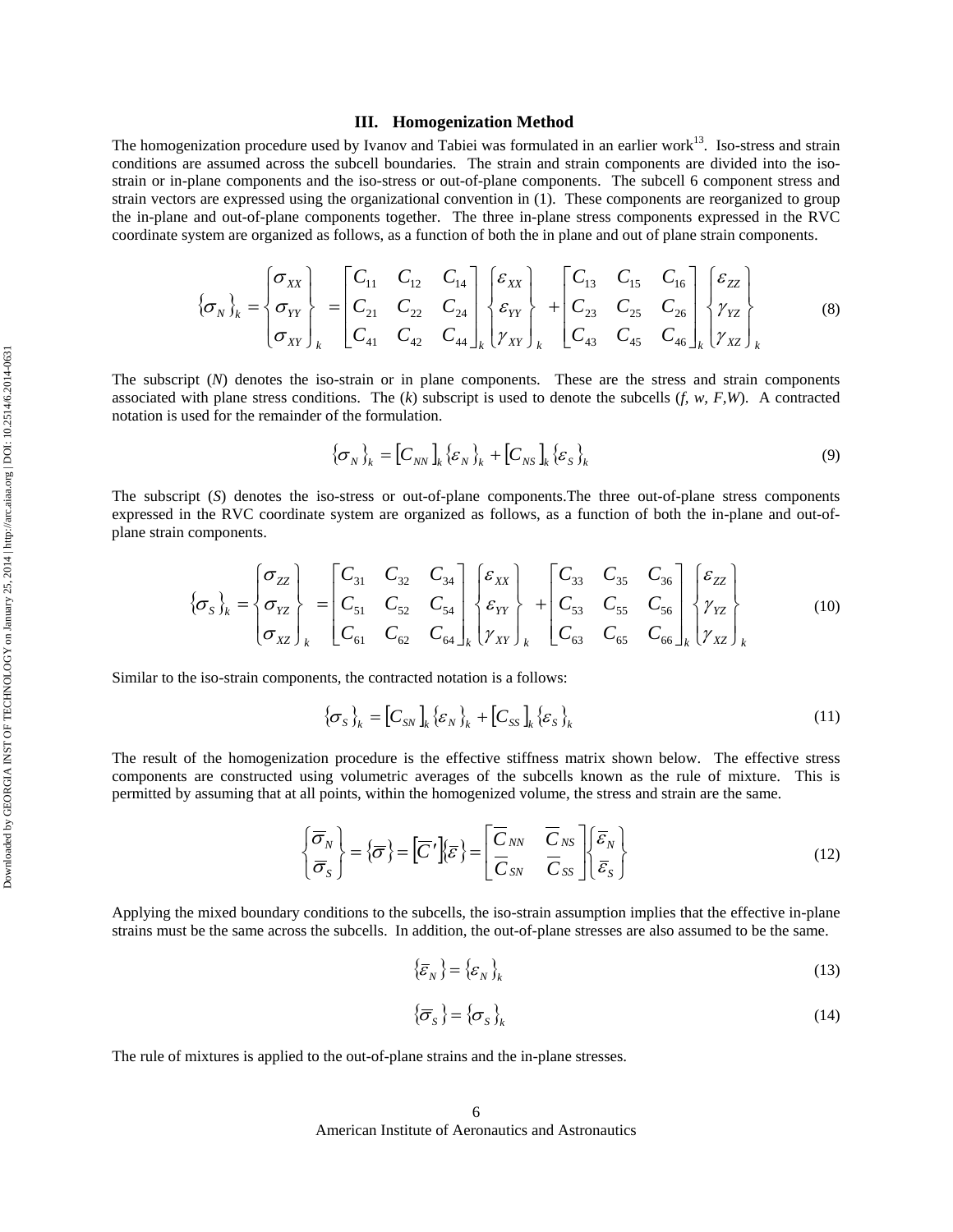## III. Homogenization Method

The homogenization procedure used by Ivanov and Tabiei was formulated in an earlier work[13]. Iso-stress and strain conditions are assumed across the subcell boundaries. The strain and strain components are divided into the iso-strain or in-plane components and the iso-stress or out-of-plane components. The subcell 6 component stress and strain vectors are expressed using the organizational convention in (1). These components are reorganized to group the in-plane and out-of-plane components together. The three in-plane stress components expressed in the RVC coordinate system are organized as follows, as a function of both the in plane and out of plane strain components.

$$\{\sigma_N\}_k = \begin{Bmatrix} \sigma_{XX} \\ \sigma_{YY} \\ \sigma_{XY} \end{Bmatrix}_k = \begin{bmatrix} C_{11} & C_{12} & C_{14} \\ C_{21} & C_{22} & C_{24} \\ C_{41} & C_{42} & C_{44} \end{bmatrix}_k \begin{Bmatrix} \varepsilon_{XX} \\ \varepsilon_{YY} \\ \gamma_{XY} \end{Bmatrix}_k + \begin{bmatrix} C_{13} & C_{15} & C_{16} \\ C_{23} & C_{25} & C_{26} \\ C_{43} & C_{45} & C_{46} \end{bmatrix}_k \begin{Bmatrix} \varepsilon_{ZZ} \\ \gamma_{YZ} \\ \gamma_{XZ} \end{Bmatrix}_k \tag{8}$$

The subscript ($N$) denotes the iso-strain or in plane components. These are the stress and strain components associated with plane stress conditions. The ($k$) subscript is used to denote the subcells ($f$, $w$, $F$,$W$). A contracted notation is used for the remainder of the formulation.

$$\{\sigma_N\}_k = [C_{NN}]_k \{\varepsilon_N\}_k + [C_{NS}]_k \{\varepsilon_S\}_k \tag{9}$$

The subscript ($S$) denotes the iso-stress or out-of-plane components.The three out-of-plane stress components expressed in the RVC coordinate system are organized as follows, as a function of both the in-plane and out-of-plane strain components.

$$\{\sigma_S\}_k = \begin{Bmatrix} \sigma_{ZZ} \\ \sigma_{YZ} \\ \sigma_{XZ} \end{Bmatrix}_k = \begin{bmatrix} C_{31} & C_{32} & C_{34} \\ C_{51} & C_{52} & C_{54} \\ C_{61} & C_{62} & C_{64} \end{bmatrix}_k \begin{Bmatrix} \varepsilon_{XX} \\ \varepsilon_{YY} \\ \gamma_{XY} \end{Bmatrix}_k + \begin{bmatrix} C_{33} & C_{35} & C_{36} \\ C_{53} & C_{55} & C_{56} \\ C_{63} & C_{65} & C_{66} \end{bmatrix}_k \begin{Bmatrix} \varepsilon_{ZZ} \\ \gamma_{YZ} \\ \gamma_{XZ} \end{Bmatrix}_k \tag{10}$$

Similar to the iso-strain components, the contracted notation is a follows:

$$\{\sigma_S\}_k = [C_{SN}]_k \{\varepsilon_N\}_k + [C_{SS}]_k \{\varepsilon_S\}_k \tag{11}$$

The result of the homogenization procedure is the effective stiffness matrix shown below. The effective stress components are constructed using volumetric averages of the subcells known as the rule of mixture. This is permitted by assuming that at all points, within the homogenized volume, the stress and strain are the same.

$$\begin{Bmatrix} \overline{\sigma}_N \\ \overline{\sigma}_S \end{Bmatrix} = \{\overline{\sigma}\} = [\overline{C}']\{\overline{\varepsilon}\} = \begin{bmatrix} \overline{C}_{NN} & \overline{C}_{NS} \\ \overline{C}_{SN} & \overline{C}_{SS} \end{bmatrix} \begin{Bmatrix} \overline{\varepsilon}_N \\ \overline{\varepsilon}_S \end{Bmatrix} \tag{12}$$

Applying the mixed boundary conditions to the subcells, the iso-strain assumption implies that the effective in-plane strains must be the same across the subcells. In addition, the out-of-plane stresses are also assumed to be the same.

$$\{\overline{\varepsilon}_N\} = \{\varepsilon_N\}_k \tag{13}$$

$$\{\overline{\sigma}_S\} = \{\sigma_S\}_k \tag{14}$$

The rule of mixtures is applied to the out-of-plane strains and the in-plane stresses.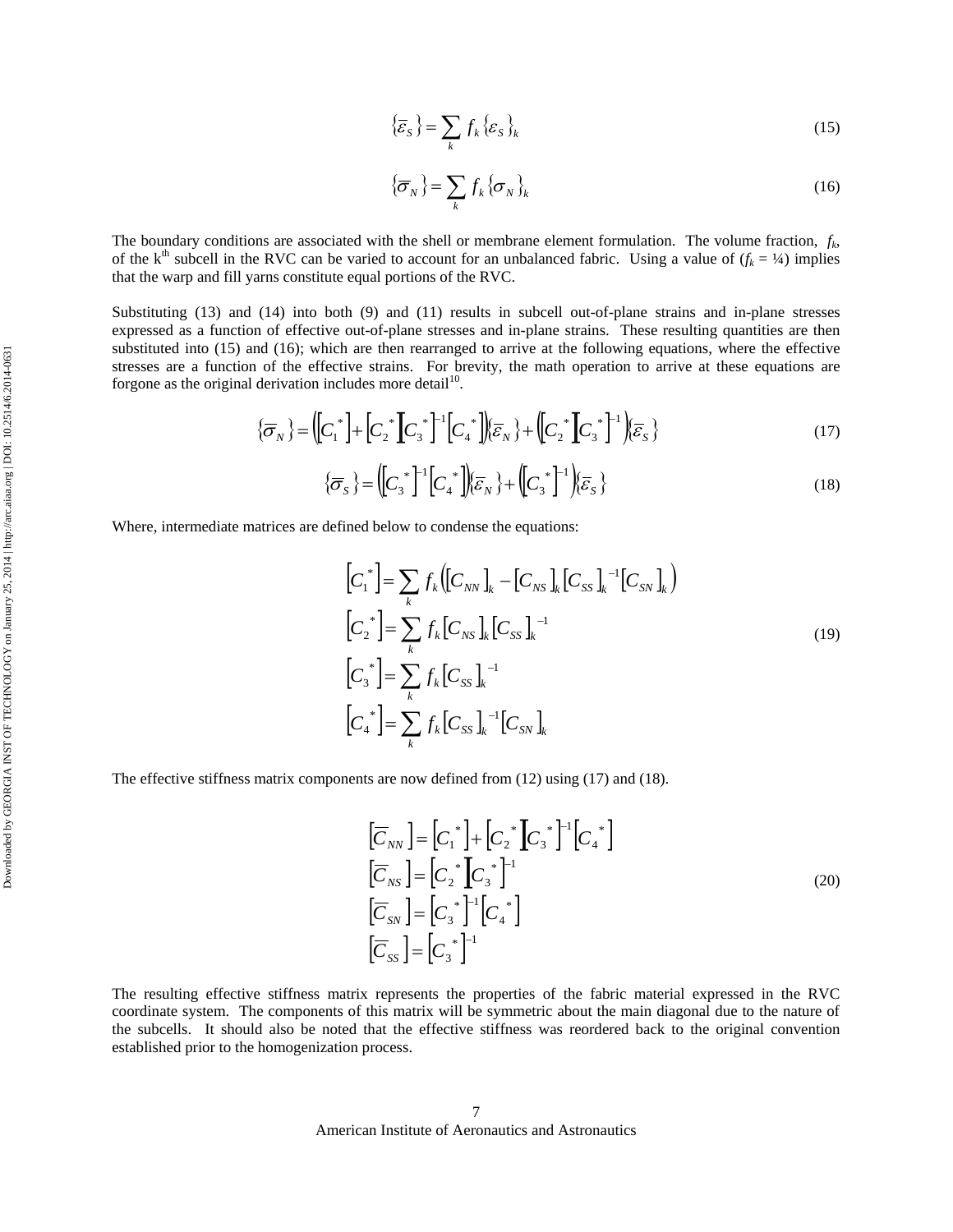$$\{\overline{\varepsilon}_S\} = \sum_k f_k \{\varepsilon_S\}_k \tag{15}$$

$$\{\overline{\sigma}_N\} = \sum_k f_k \{\sigma_N\}_k \tag{16}$$

The boundary conditions are associated with the shell or membrane element formulation. The volume fraction, $f_k$, of the $k^{th}$ subcell in the RVC can be varied to account for an unbalanced fabric. Using a value of ($f_k = ¼$) implies that the warp and fill yarns constitute equal portions of the RVC.

Substituting (13) and (14) into both (9) and (11) results in subcell out-of-plane strains and in-plane stresses expressed as a function of effective out-of-plane stresses and in-plane strains. These resulting quantities are then substituted into (15) and (16); which are then rearranged to arrive at the following equations, where the effective stresses are a function of the effective strains. For brevity, the math operation to arrive at these equations are forgone as the original derivation includes more detail[10].

$$\{\overline{\sigma}_N\} = \left([C_1^*] + [C_2^*][C_3^*]^{-1}[C_4^*]\right)\{\overline{\varepsilon}_N\} + \left([C_2^*][C_3^*]^{-1}\right)\{\overline{\varepsilon}_S\} \tag{17}$$

$$\{\overline{\sigma}_S\} = \left([C_3^*]^{-1}[C_4^*]\right)\{\overline{\varepsilon}_N\} + \left([C_3^*]^{-1}\right)\{\overline{\varepsilon}_S\} \tag{18}$$

Where, intermediate matrices are defined below to condense the equations:

$$\begin{aligned}
[C_1^*] &= \sum_k f_k \left([C_{NN}]_k - [C_{NS}]_k [C_{SS}]_k^{-1} [C_{SN}]_k\right) \\
[C_2^*] &= \sum_k f_k [C_{NS}]_k [C_{SS}]_k^{-1} \\
[C_3^*] &= \sum_k f_k [C_{SS}]_k^{-1} \\
[C_4^*] &= \sum_k f_k [C_{SS}]_k^{-1} [C_{SN}]_k
\end{aligned} \tag{19}$$

The effective stiffness matrix components are now defined from (12) using (17) and (18).

$$\begin{aligned}
[\overline{C}_{NN}] &= [C_1^*] + [C_2^*][C_3^*]^{-1}[C_4^*] \\
[\overline{C}_{NS}] &= [C_2^*][C_3^*]^{-1} \\
[\overline{C}_{SN}] &= [C_3^*]^{-1}[C_4^*] \\
[\overline{C}_{SS}] &= [C_3^*]^{-1}
\end{aligned} \tag{20}$$

The resulting effective stiffness matrix represents the properties of the fabric material expressed in the RVC coordinate system. The components of this matrix will be symmetric about the main diagonal due to the nature of the subcells. It should also be noted that the effective stiffness was reordered back to the original convention established prior to the homogenization process.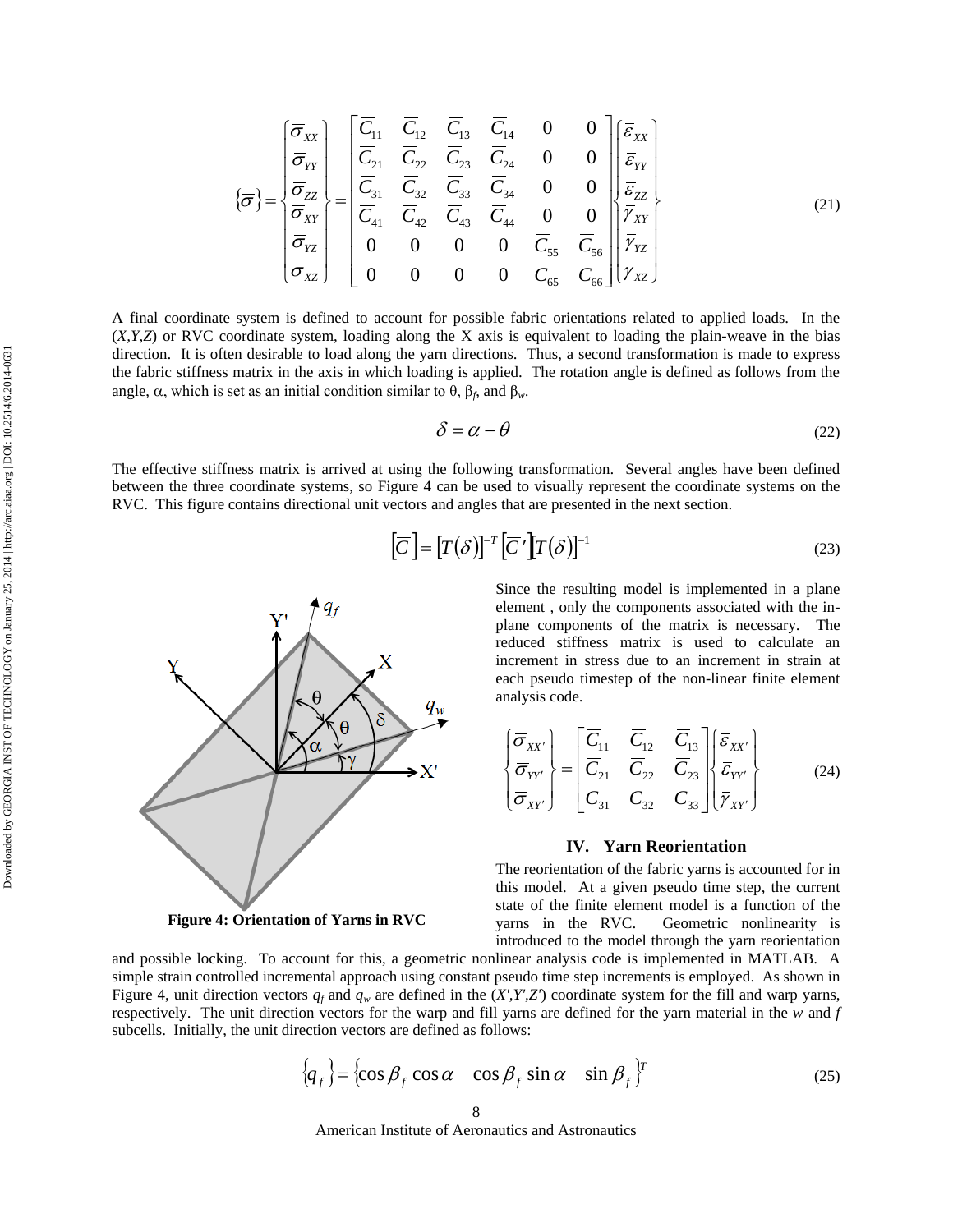$$
\{\overline{\sigma}\}=\begin{Bmatrix}\overline{\sigma}_{XX}\\ \overline{\sigma}_{YY}\\ \overline{\sigma}_{ZZ}\\ \overline{\sigma}_{XY}\\ \overline{\sigma}_{YZ}\\ \overline{\sigma}_{XZ}\end{Bmatrix}=\begin{bmatrix}\overline{C}_{11} & \overline{C}_{12} & \overline{C}_{13} & \overline{C}_{14} & 0 & 0\\ \overline{C}_{21} & \overline{C}_{22} & \overline{C}_{23} & \overline{C}_{24} & 0 & 0\\ \overline{C}_{31} & \overline{C}_{32} & \overline{C}_{33} & \overline{C}_{34} & 0 & 0\\ \overline{C}_{41} & \overline{C}_{42} & \overline{C}_{43} & \overline{C}_{44} & 0 & 0\\ 0 & 0 & 0 & 0 & \overline{C}_{55} & \overline{C}_{56}\\ 0 & 0 & 0 & 0 & \overline{C}_{65} & \overline{C}_{66}\end{bmatrix}\begin{Bmatrix}\overline{\varepsilon}_{XX}\\ \overline{\varepsilon}_{YY}\\ \overline{\varepsilon}_{ZZ}\\ \overline{\gamma}_{XY}\\ \overline{\gamma}_{YZ}\\ \overline{\gamma}_{XZ}\end{Bmatrix} \tag{21}
$$

A final coordinate system is defined to account for possible fabric orientations related to applied loads. In the $(X,Y,Z)$ or RVC coordinate system, loading along the X axis is equivalent to loading the plain-weave in the bias direction. It is often desirable to load along the yarn directions. Thus, a second transformation is made to express the fabric stiffness matrix in the axis in which loading is applied. The rotation angle is defined as follows from the angle, $\alpha$, which is set as an initial condition similar to $\theta$, $\beta_f$, and $\beta_w$.

$$
\delta = \alpha - \theta \tag{22}
$$

The effective stiffness matrix is arrived at using the following transformation. Several angles have been defined between the three coordinate systems, so Figure 4 can be used to visually represent the coordinate systems on the RVC. This figure contains directional unit vectors and angles that are presented in the next section.

$$
\left[\overline{C}\right] = \left[T(\delta)\right]^{-T}\left[\overline{C}'\right]\left[T(\delta)\right]^{-1} \tag{23}
$$

**Figure 4: Orientation of Yarns in RVC**

Since the resulting model is implemented in a plane element , only the components associated with the in-plane components of the matrix is necessary. The reduced stiffness matrix is used to calculate an increment in stress due to an increment in strain at each pseudo timestep of the non-linear finite element analysis code.

$$
\begin{Bmatrix}\overline{\sigma}_{XX'}\\ \overline{\sigma}_{YY'}\\ \overline{\sigma}_{XY'}\end{Bmatrix}=\begin{bmatrix}\overline{C}_{11} & \overline{C}_{12} & \overline{C}_{13}\\ \overline{C}_{21} & \overline{C}_{22} & \overline{C}_{23}\\ \overline{C}_{31} & \overline{C}_{32} & \overline{C}_{33}\end{bmatrix}\begin{Bmatrix}\overline{\varepsilon}_{XX'}\\ \overline{\varepsilon}_{YY'}\\ \overline{\gamma}_{XY'}\end{Bmatrix} \tag{24}
$$

## IV. Yarn Reorientation

The reorientation of the fabric yarns is accounted for in this model. At a given pseudo time step, the current state of the finite element model is a function of the yarns in the RVC. Geometric nonlinearity is introduced to the model through the yarn reorientation and possible locking. To account for this, a geometric nonlinear analysis code is implemented in MATLAB. A simple strain controlled incremental approach using constant pseudo time step increments is employed. As shown in Figure 4, unit direction vectors $q_f$ and $q_w$ are defined in the $(X',Y',Z')$ coordinate system for the fill and warp yarns, respectively. The unit direction vectors for the warp and fill yarns are defined for the yarn material in the *w* and *f* subcells. Initially, the unit direction vectors are defined as follows:

$$
\{q_f\} = \{\cos\beta_f \cos\alpha \quad \cos\beta_f \sin\alpha \quad \sin\beta_f\}^T \tag{25}
$$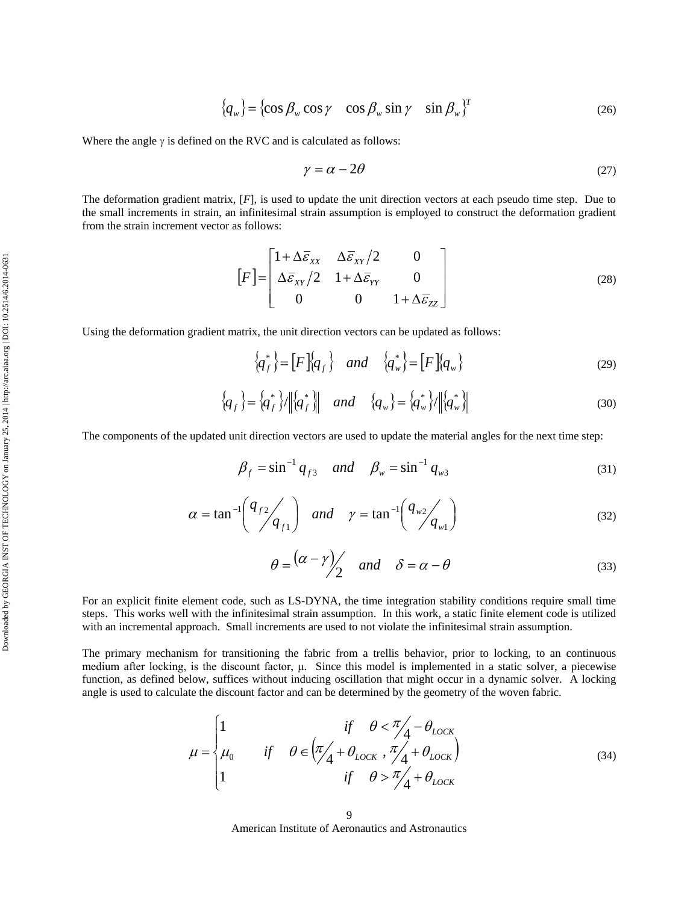$$\{q_w\} = \{\cos\beta_w \cos\gamma \quad \cos\beta_w \sin\gamma \quad \sin\beta_w\}^T \tag{26}$$

Where the angle γ is defined on the RVC and is calculated as follows:

$$\gamma = \alpha - 2\theta \tag{27}$$

The deformation gradient matrix, [*F*], is used to update the unit direction vectors at each pseudo time step. Due to the small increments in strain, an infinitesimal strain assumption is employed to construct the deformation gradient from the strain increment vector as follows:

$$[F] = \begin{bmatrix} 1+\Delta\bar{\varepsilon}_{XX} & \Delta\bar{\varepsilon}_{XY}/2 & 0 \\ \Delta\bar{\varepsilon}_{XY}/2 & 1+\Delta\bar{\varepsilon}_{YY} & 0 \\ 0 & 0 & 1+\Delta\bar{\varepsilon}_{ZZ} \end{bmatrix} \tag{28}$$

Using the deformation gradient matrix, the unit direction vectors can be updated as follows:

$$\{q_f^*\} = [F]\{q_f\} \quad and \quad \{q_w^*\} = [F]\{q_w\} \tag{29}$$

$$\{q_f\} = \{q_f^*\}/\left\|\{q_f^*\}\right\| \quad and \quad \{q_w\} = \{q_w^*\}/\left\|\{q_w^*\}\right\| \tag{30}$$

The components of the updated unit direction vectors are used to update the material angles for the next time step:

$$\beta_f = \sin^{-1} q_{f3} \quad and \quad \beta_w = \sin^{-1} q_{w3} \tag{31}$$

$$\alpha = \tan^{-1}\left( q_{f2}/q_{f1} \right) \quad and \quad \gamma = \tan^{-1}\left( q_{w2}/q_{w1} \right) \tag{32}$$

$$\theta = (\alpha - \gamma)/2 \quad and \quad \delta = \alpha - \theta \tag{33}$$

For an explicit finite element code, such as LS-DYNA, the time integration stability conditions require small time steps. This works well with the infinitesimal strain assumption. In this work, a static finite element code is utilized with an incremental approach. Small increments are used to not violate the infinitesimal strain assumption.

The primary mechanism for transitioning the fabric from a trellis behavior, prior to locking, to an continuous medium after locking, is the discount factor, μ. Since this model is implemented in a static solver, a piecewise function, as defined below, suffices without inducing oscillation that might occur in a dynamic solver. A locking angle is used to calculate the discount factor and can be determined by the geometry of the woven fabric.

$$\mu = \begin{cases} 1 & if \quad \theta < \pi/4 - \theta_{LOCK} \\ \mu_0 & if \quad \theta \in \left(\pi/4 + \theta_{LOCK}\ ,\ \pi/4 + \theta_{LOCK}\right) \\ 1 & if \quad \theta > \pi/4 + \theta_{LOCK} \end{cases} \tag{34}$$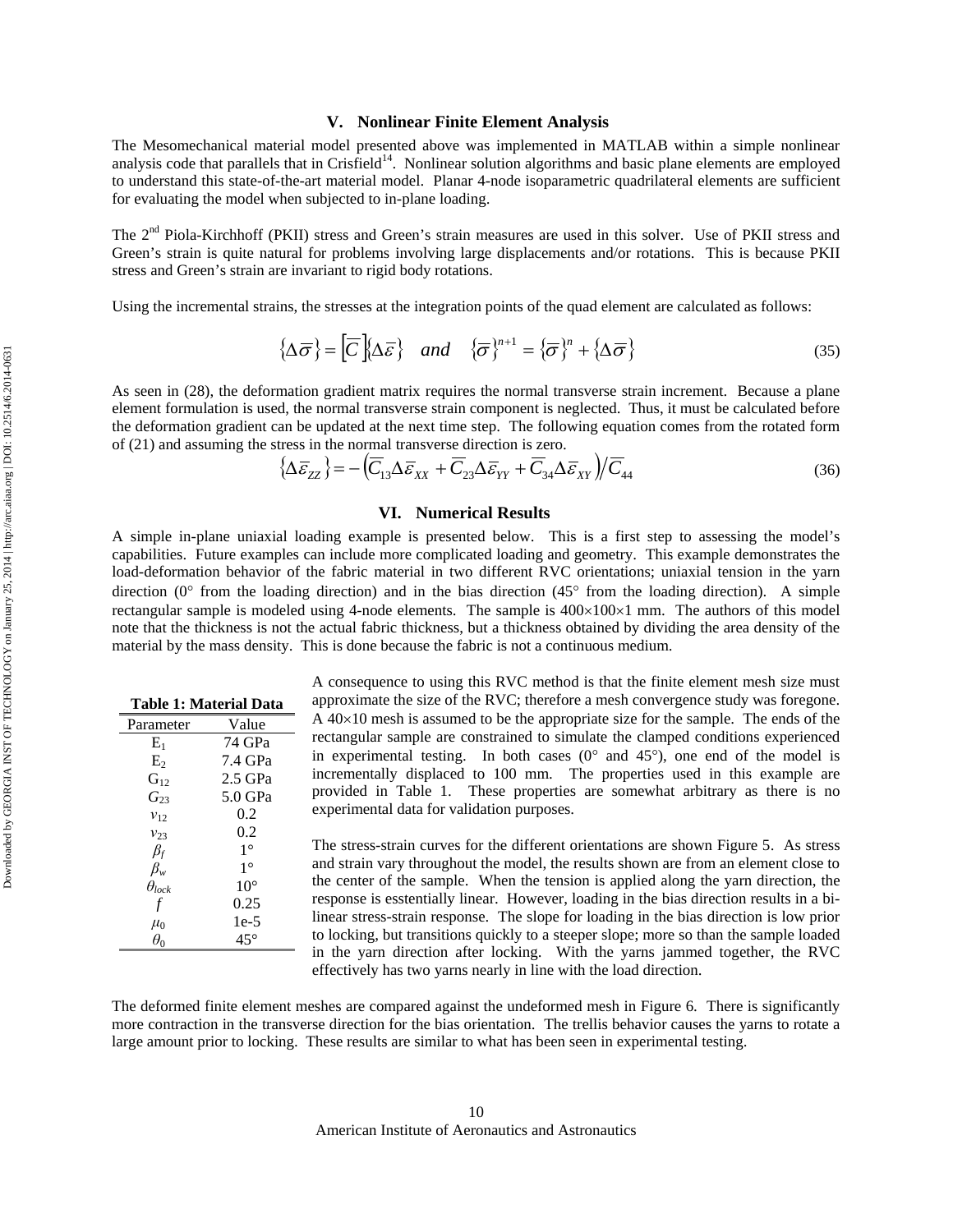## V. Nonlinear Finite Element Analysis

The Mesomechanical material model presented above was implemented in MATLAB within a simple nonlinear analysis code that parallels that in Crisfield[14]. Nonlinear solution algorithms and basic plane elements are employed to understand this state-of-the-art material model. Planar 4-node isoparametric quadrilateral elements are sufficient for evaluating the model when subjected to in-plane loading.

The 2nd Piola-Kirchhoff (PKII) stress and Green's strain measures are used in this solver. Use of PKII stress and Green's strain is quite natural for problems involving large displacements and/or rotations. This is because PKII stress and Green's strain are invariant to rigid body rotations.

Using the incremental strains, the stresses at the integration points of the quad element are calculated as follows:

$$\{\Delta\overline{\sigma}\} = \left[\overline{C}\right]\{\Delta\overline{\varepsilon}\} \quad and \quad \{\overline{\sigma}\}^{n+1} = \{\overline{\sigma}\}^{n} + \{\Delta\overline{\sigma}\} \tag{35}$$

As seen in (28), the deformation gradient matrix requires the normal transverse strain increment. Because a plane element formulation is used, the normal transverse strain component is neglected. Thus, it must be calculated before the deformation gradient can be updated at the next time step. The following equation comes from the rotated form of (21) and assuming the stress in the normal transverse direction is zero.

$$\{\Delta\overline{\varepsilon}_{ZZ}\} = -\left(\overline{C}_{13}\Delta\overline{\varepsilon}_{XX} + \overline{C}_{23}\Delta\overline{\varepsilon}_{YY} + \overline{C}_{34}\Delta\overline{\varepsilon}_{XY}\right)/\overline{C}_{44} \tag{36}$$

## VI. Numerical Results

A simple in-plane uniaxial loading example is presented below. This is a first step to assessing the model's capabilities. Future examples can include more complicated loading and geometry. This example demonstrates the load-deformation behavior of the fabric material in two different RVC orientations; uniaxial tension in the yarn direction (0° from the loading direction) and in the bias direction (45° from the loading direction). A simple rectangular sample is modeled using 4-node elements. The sample is 400×100×1 mm. The authors of this model note that the thickness is not the actual fabric thickness, but a thickness obtained by dividing the area density of the material by the mass density. This is done because the fabric is not a continuous medium.

**Table 1: Material Data**

| Parameter | Value |
|---|---|
| $E_1$ | 74 GPa |
| $E_2$ | 7.4 GPa |
| $G_{12}$ | 2.5 GPa |
| $G_{23}$ | 5.0 GPa |
| $\nu_{12}$ | 0.2 |
| $\nu_{23}$ | 0.2 |
| $\beta_f$ | 1° |
| $\beta_w$ | 1° |
| $\theta_{lock}$ | 10° |
| $f$ | 0.25 |
| $\mu_0$ | 1e-5 |
| $\theta_0$ | 45° |

A consequence to using this RVC method is that the finite element mesh size must approximate the size of the RVC; therefore a mesh convergence study was foregone. A 40×10 mesh is assumed to be the appropriate size for the sample. The ends of the rectangular sample are constrained to simulate the clamped conditions experienced in experimental testing. In both cases (0° and 45°), one end of the model is incrementally displaced to 100 mm. The properties used in this example are provided in Table 1. These properties are somewhat arbitrary as there is no experimental data for validation purposes.

The stress-strain curves for the different orientations are shown Figure 5. As stress and strain vary throughout the model, the results shown are from an element close to the center of the sample. When the tension is applied along the yarn direction, the response is esstentially linear. However, loading in the bias direction results in a bi-linear stress-strain response. The slope for loading in the bias direction is low prior to locking, but transitions quickly to a steeper slope; more so than the sample loaded in the yarn direction after locking. With the yarns jammed together, the RVC effectively has two yarns nearly in line with the load direction.

The deformed finite element meshes are compared against the undeformed mesh in Figure 6. There is significantly more contraction in the transverse direction for the bias orientation. The trellis behavior causes the yarns to rotate a large amount prior to locking. These results are similar to what has been seen in experimental testing.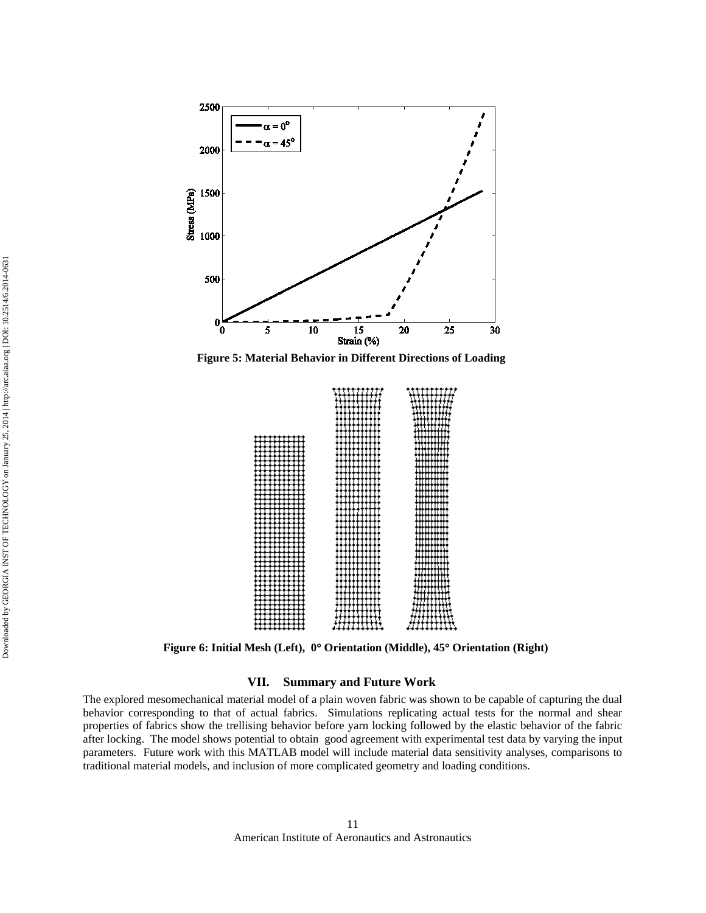Figure 5: Material Behavior in Different Directions of Loading

Figure 6: Initial Mesh (Left), 0° Orientation (Middle), 45° Orientation (Right)

## VII. Summary and Future Work

The explored mesomechanical material model of a plain woven fabric was shown to be capable of capturing the dual behavior corresponding to that of actual fabrics. Simulations replicating actual tests for the normal and shear properties of fabrics show the trellising behavior before yarn locking followed by the elastic behavior of the fabric after locking. The model shows potential to obtain good agreement with experimental test data by varying the input parameters. Future work with this MATLAB model will include material data sensitivity analyses, comparisons to traditional material models, and inclusion of more complicated geometry and loading conditions.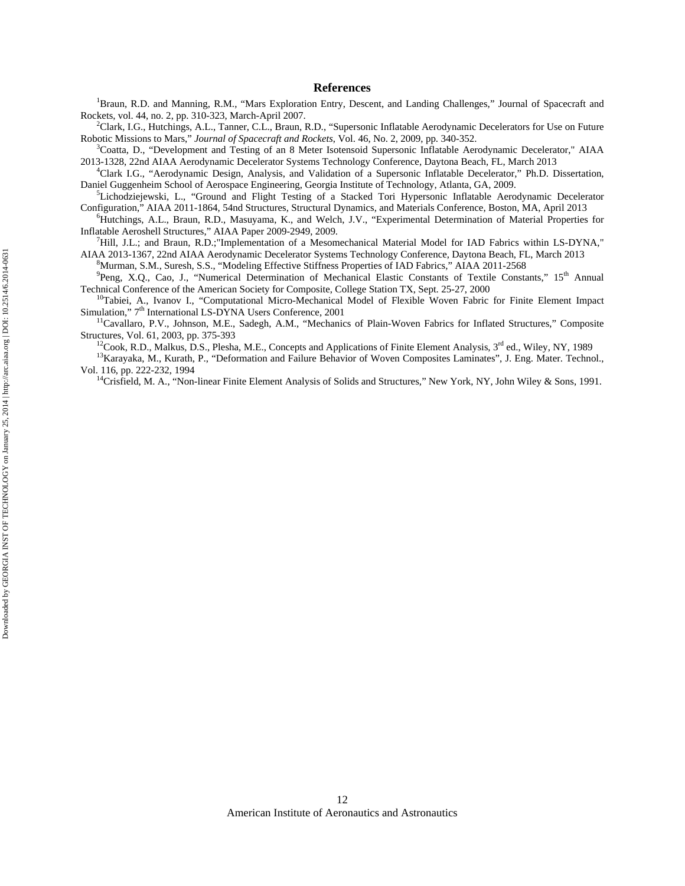## References

[1]Braun, R.D. and Manning, R.M., "Mars Exploration Entry, Descent, and Landing Challenges," Journal of Spacecraft and Rockets, vol. 44, no. 2, pp. 310-323, March-April 2007.

[2]Clark, I.G., Hutchings, A.L., Tanner, C.L., Braun, R.D., "Supersonic Inflatable Aerodynamic Decelerators for Use on Future Robotic Missions to Mars," *Journal of Spacecraft and Rockets*, Vol. 46, No. 2, 2009, pp. 340-352.

[3]Coatta, D., "Development and Testing of an 8 Meter Isotensoid Supersonic Inflatable Aerodynamic Decelerator," AIAA 2013-1328, 22nd AIAA Aerodynamic Decelerator Systems Technology Conference, Daytona Beach, FL, March 2013

[4]Clark I.G., "Aerodynamic Design, Analysis, and Validation of a Supersonic Inflatable Decelerator," Ph.D. Dissertation, Daniel Guggenheim School of Aerospace Engineering, Georgia Institute of Technology, Atlanta, GA, 2009.

[5]Lichodziejewski, L., "Ground and Flight Testing of a Stacked Tori Hypersonic Inflatable Aerodynamic Decelerator Configuration," AIAA 2011-1864, 54nd Structures, Structural Dynamics, and Materials Conference, Boston, MA, April 2013

[6]Hutchings, A.L., Braun, R.D., Masuyama, K., and Welch, J.V., "Experimental Determination of Material Properties for Inflatable Aeroshell Structures," AIAA Paper 2009-2949, 2009.

[7]Hill, J.L.; and Braun, R.D.;"Implementation of a Mesomechanical Material Model for IAD Fabrics within LS-DYNA," AIAA 2013-1367, 22nd AIAA Aerodynamic Decelerator Systems Technology Conference, Daytona Beach, FL, March 2013

[8]Murman, S.M., Suresh, S.S., "Modeling Effective Stiffness Properties of IAD Fabrics," AIAA 2011-2568

[9]Peng, X.Q., Cao, J., "Numerical Determination of Mechanical Elastic Constants of Textile Constants," 15th Annual Technical Conference of the American Society for Composite, College Station TX, Sept. 25-27, 2000

[10]Tabiei, A., Ivanov I., "Computational Micro-Mechanical Model of Flexible Woven Fabric for Finite Element Impact Simulation," 7th International LS-DYNA Users Conference, 2001

[11]Cavallaro, P.V., Johnson, M.E., Sadegh, A.M., "Mechanics of Plain-Woven Fabrics for Inflated Structures," Composite Structures, Vol. 61, 2003, pp. 375-393

[12]Cook, R.D., Malkus, D.S., Plesha, M.E., Concepts and Applications of Finite Element Analysis, 3rd ed., Wiley, NY, 1989

[13]Karayaka, M., Kurath, P., "Deformation and Failure Behavior of Woven Composites Laminates", J. Eng. Mater. Technol., Vol. 116, pp. 222-232, 1994

[14]Crisfield, M. A., "Non-linear Finite Element Analysis of Solids and Structures," New York, NY, John Wiley & Sons, 1991.